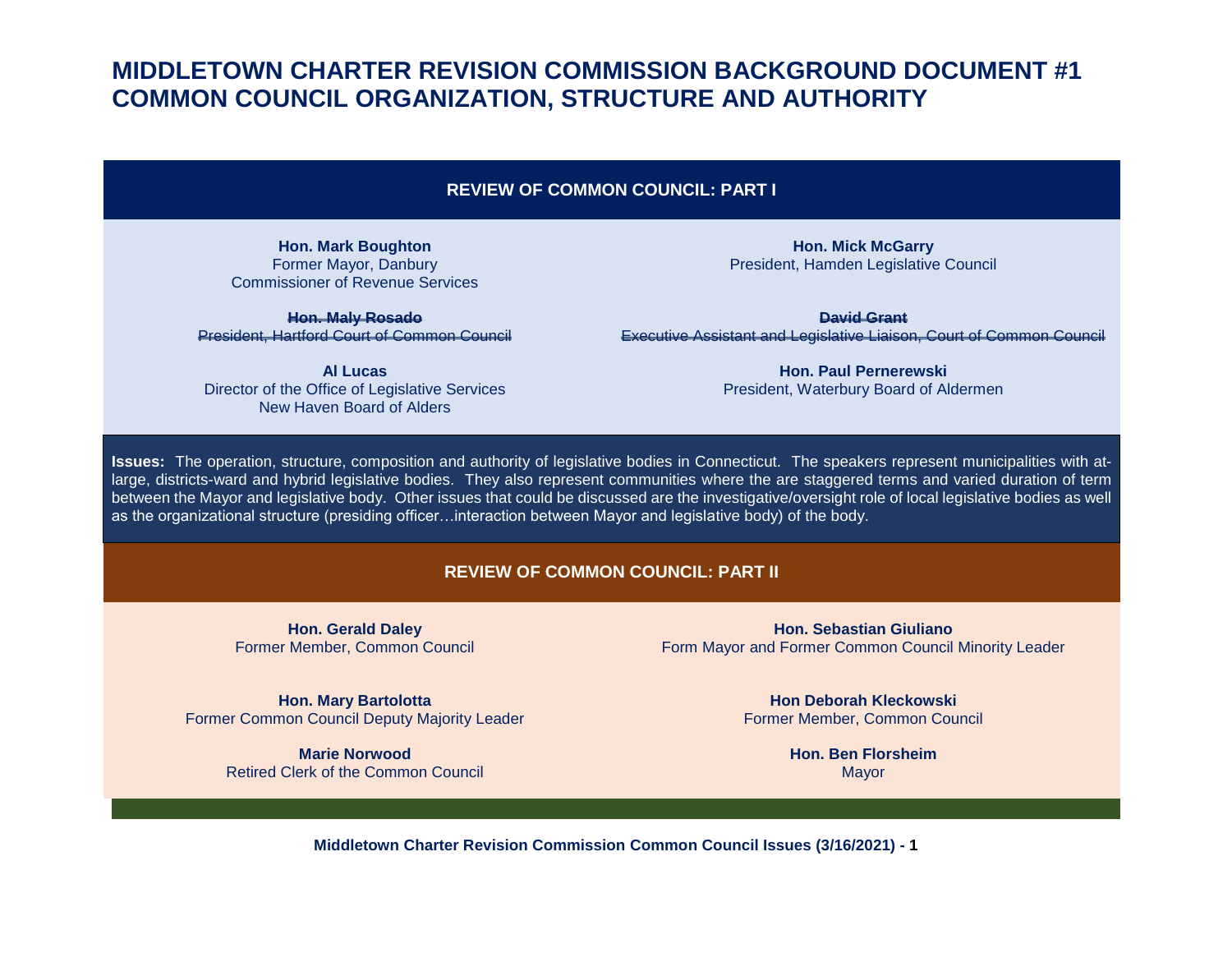# MIDDLETOWN CHARTER REVISION COMMISSION BACKGROUND DOCUMENT #1
# COMMON COUNCIL ORGANIZATION, STRUCTURE AND AUTHORITY

## REVIEW OF COMMON COUNCIL: PART I

**Hon. Mark Boughton**
Former Mayor, Danbury
Commissioner of Revenue Services

**Hon. Mick McGarry**
President, Hamden Legislative Council

~~**Hon. Maly Rosado**~~
~~President, Hartford Court of Common Council~~

~~**David Grant**~~
~~Executive Assistant and Legislative Liaison, Court of Common Council~~

**Al Lucas**
Director of the Office of Legislative Services
New Haven Board of Alders

**Hon. Paul Pernerewski**
President, Waterbury Board of Aldermen

**Issues:** The operation, structure, composition and authority of legislative bodies in Connecticut. The speakers represent municipalities with at-large, districts-ward and hybrid legislative bodies. They also represent communities where the are staggered terms and varied duration of term between the Mayor and legislative body. Other issues that could be discussed are the investigative/oversight role of local legislative bodies as well as the organizational structure (presiding officer…interaction between Mayor and legislative body) of the body.

## REVIEW OF COMMON COUNCIL: PART II

**Hon. Gerald Daley**
Former Member, Common Council

**Hon. Sebastian Giuliano**
Form Mayor and Former Common Council Minority Leader

**Hon. Mary Bartolotta**
Former Common Council Deputy Majority Leader

**Hon Deborah Kleckowski**
Former Member, Common Council

**Marie Norwood**
Retired Clerk of the Common Council

**Hon. Ben Florsheim**
Mayor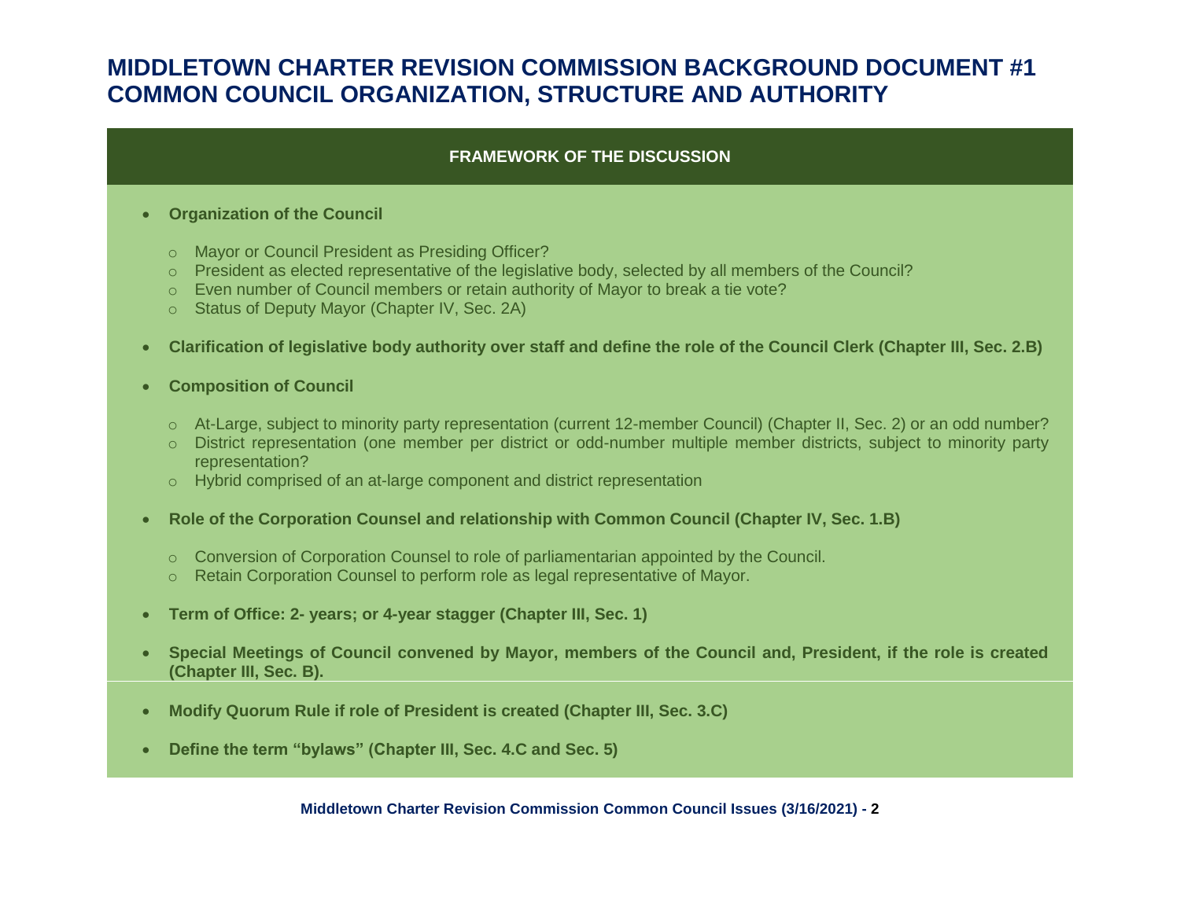# MIDDLETOWN CHARTER REVISION COMMISSION BACKGROUND DOCUMENT #1
# COMMON COUNCIL ORGANIZATION, STRUCTURE AND AUTHORITY

## FRAMEWORK OF THE DISCUSSION

- **Organization of the Council**
  - Mayor or Council President as Presiding Officer?
  - President as elected representative of the legislative body, selected by all members of the Council?
  - Even number of Council members or retain authority of Mayor to break a tie vote?
  - Status of Deputy Mayor (Chapter IV, Sec. 2A)

- **Clarification of legislative body authority over staff and define the role of the Council Clerk (Chapter III, Sec. 2.B)**

- **Composition of Council**
  - At-Large, subject to minority party representation (current 12-member Council) (Chapter II, Sec. 2) or an odd number?
  - District representation (one member per district or odd-number multiple member districts, subject to minority party representation?
  - Hybrid comprised of an at-large component and district representation

- **Role of the Corporation Counsel and relationship with Common Council (Chapter IV, Sec. 1.B)**
  - Conversion of Corporation Counsel to role of parliamentarian appointed by the Council.
  - Retain Corporation Counsel to perform role as legal representative of Mayor.

- **Term of Office: 2- years; or 4-year stagger (Chapter III, Sec. 1)**

- **Special Meetings of Council convened by Mayor, members of the Council and, President, if the role is created (Chapter III, Sec. B).**

- **Modify Quorum Rule if role of President is created (Chapter III, Sec. 3.C)**

- **Define the term "bylaws" (Chapter III, Sec. 4.C and Sec. 5)**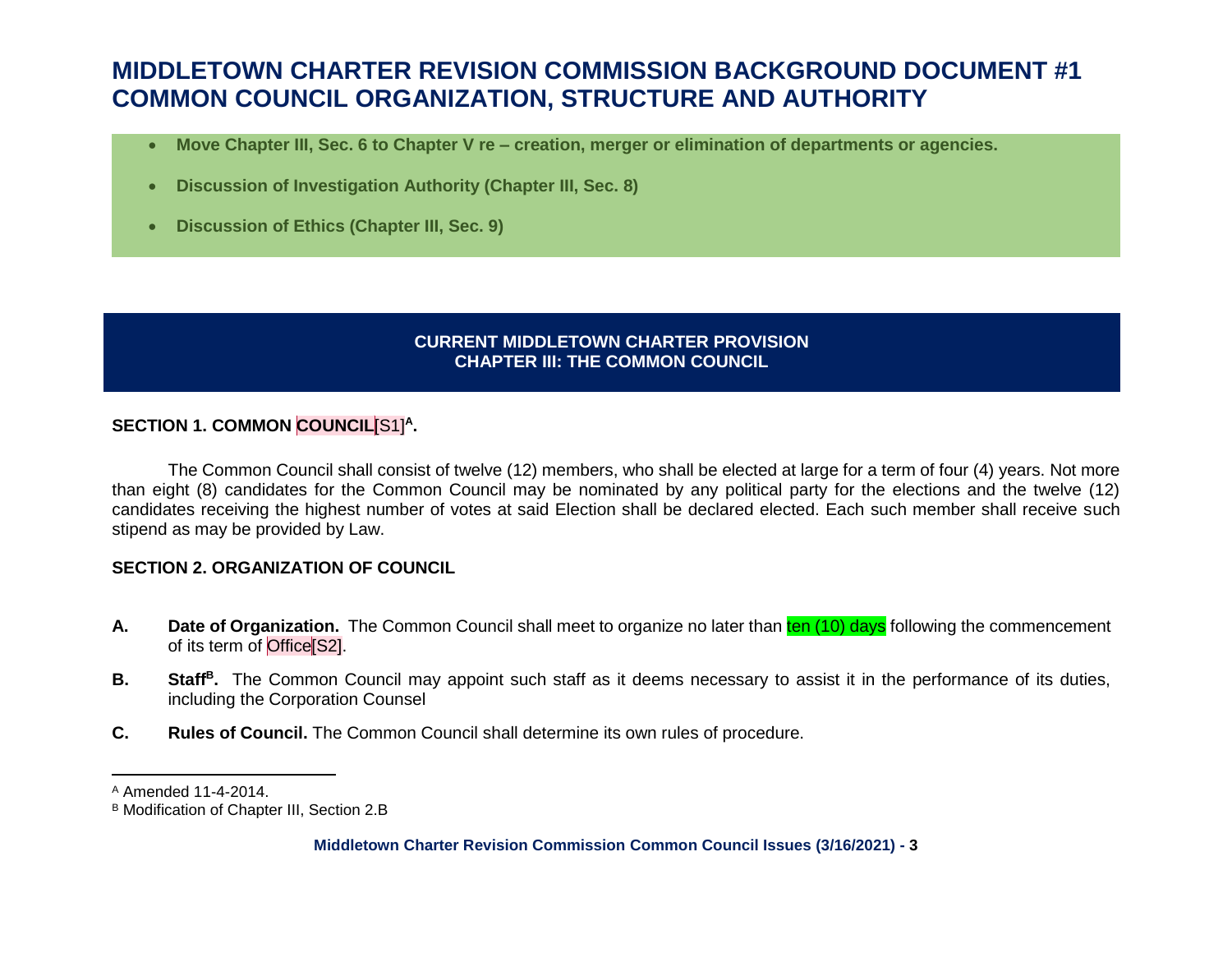# MIDDLETOWN CHARTER REVISION COMMISSION BACKGROUND DOCUMENT #1 COMMON COUNCIL ORGANIZATION, STRUCTURE AND AUTHORITY

- **Move Chapter III, Sec. 6 to Chapter V re – creation, merger or elimination of departments or agencies.**
- **Discussion of Investigation Authority (Chapter III, Sec. 8)**
- **Discussion of Ethics (Chapter III, Sec. 9)**

**CURRENT MIDDLETOWN CHARTER PROVISION**
**CHAPTER III: THE COMMON COUNCIL**

### SECTION 1. COMMON COUNCIL[S1][A].

The Common Council shall consist of twelve (12) members, who shall be elected at large for a term of four (4) years. Not more than eight (8) candidates for the Common Council may be nominated by any political party for the elections and the twelve (12) candidates receiving the highest number of votes at said Election shall be declared elected. Each such member shall receive such stipend as may be provided by Law.

### SECTION 2. ORGANIZATION OF COUNCIL

**A.** **Date of Organization.** The Common Council shall meet to organize no later than ten (10) days following the commencement of its term of Office[S2].

**B.** **Staff[B].** The Common Council may appoint such staff as it deems necessary to assist it in the performance of its duties, including the Corporation Counsel

**C.** **Rules of Council.** The Common Council shall determine its own rules of procedure.

---

[A] Amended 11-4-2014.

[B] Modification of Chapter III, Section 2.B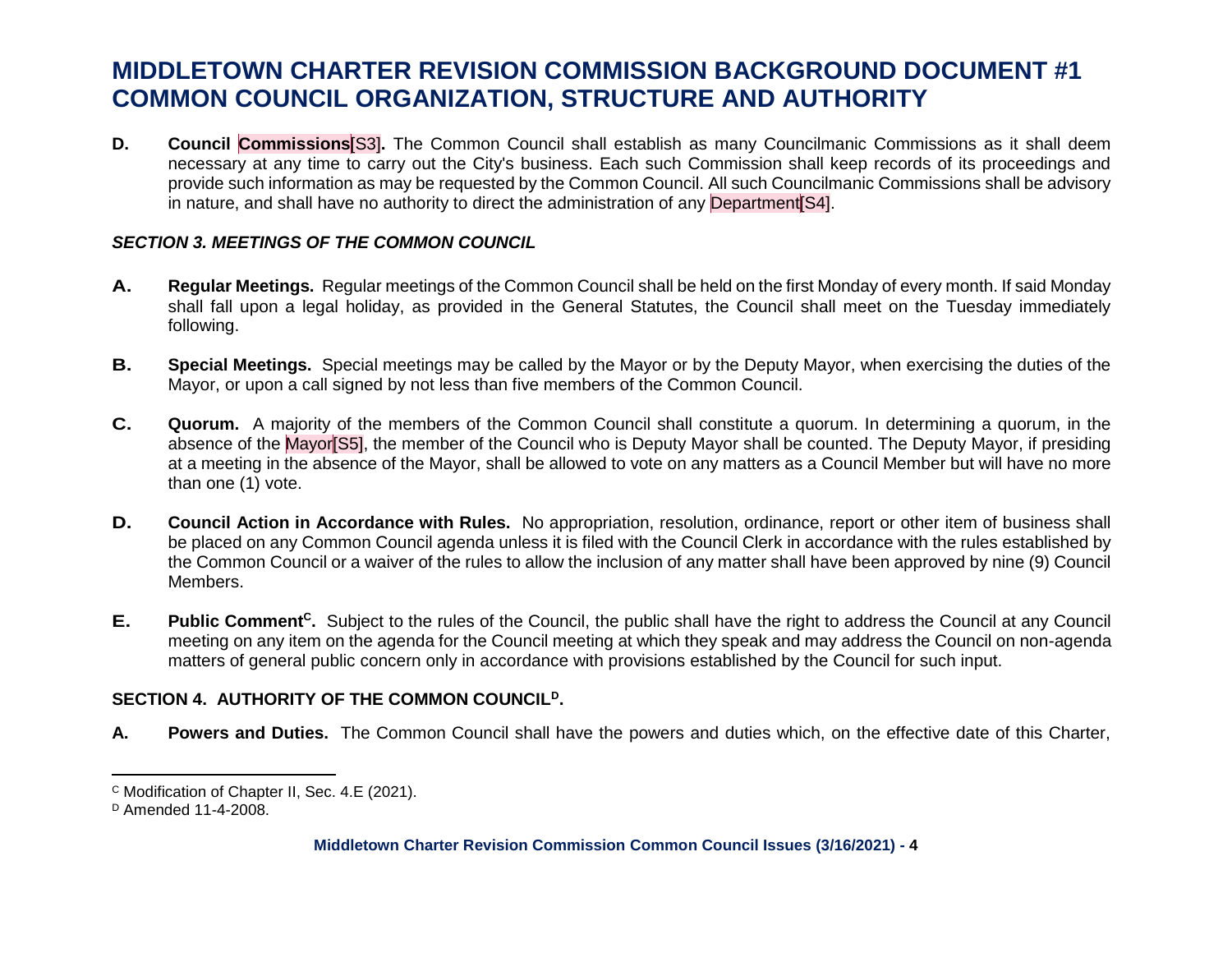**D. Council Commissions[S3].** The Common Council shall establish as many Councilmanic Commissions as it shall deem necessary at any time to carry out the City's business. Each such Commission shall keep records of its proceedings and provide such information as may be requested by the Common Council. All such Councilmanic Commissions shall be advisory in nature, and shall have no authority to direct the administration of any Department[S4].

### *SECTION 3. MEETINGS OF THE COMMON COUNCIL*

**A. Regular Meetings.** Regular meetings of the Common Council shall be held on the first Monday of every month. If said Monday shall fall upon a legal holiday, as provided in the General Statutes, the Council shall meet on the Tuesday immediately following.

**B. Special Meetings.** Special meetings may be called by the Mayor or by the Deputy Mayor, when exercising the duties of the Mayor, or upon a call signed by not less than five members of the Common Council.

**C. Quorum.** A majority of the members of the Common Council shall constitute a quorum. In determining a quorum, in the absence of the Mayor[S5], the member of the Council who is Deputy Mayor shall be counted. The Deputy Mayor, if presiding at a meeting in the absence of the Mayor, shall be allowed to vote on any matters as a Council Member but will have no more than one (1) vote.

**D. Council Action in Accordance with Rules.** No appropriation, resolution, ordinance, report or other item of business shall be placed on any Common Council agenda unless it is filed with the Council Clerk in accordance with the rules established by the Common Council or a waiver of the rules to allow the inclusion of any matter shall have been approved by nine (9) Council Members.

**E. Public Comment[C].** Subject to the rules of the Council, the public shall have the right to address the Council at any Council meeting on any item on the agenda for the Council meeting at which they speak and may address the Council on non-agenda matters of general public concern only in accordance with provisions established by the Council for such input.

### SECTION 4. AUTHORITY OF THE COMMON COUNCIL[D].

**A. Powers and Duties.** The Common Council shall have the powers and duties which, on the effective date of this Charter,

---

[C] Modification of Chapter II, Sec. 4.E (2021).

[D] Amended 11-4-2008.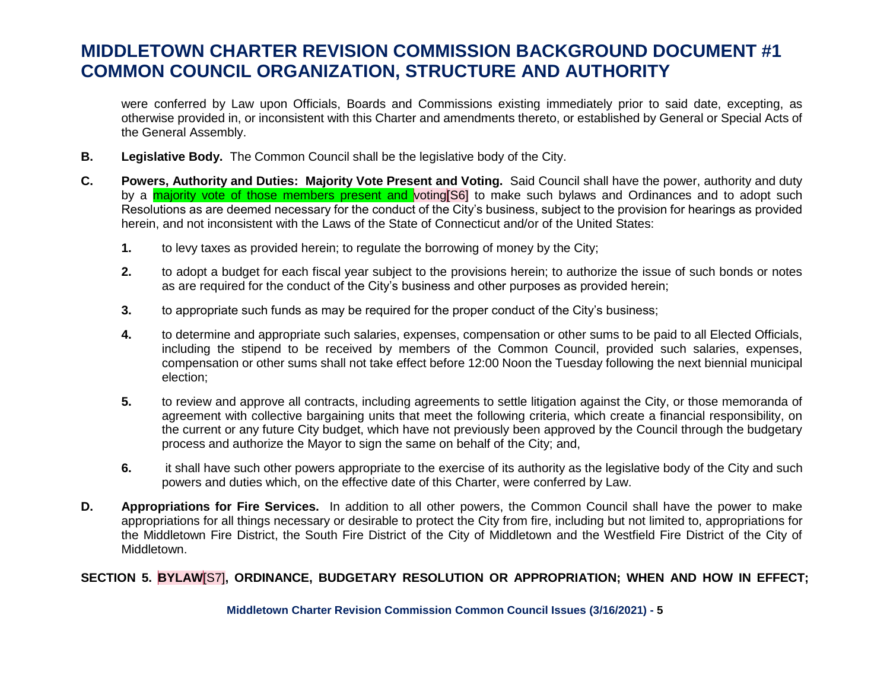were conferred by Law upon Officials, Boards and Commissions existing immediately prior to said date, excepting, as otherwise provided in, or inconsistent with this Charter and amendments thereto, or established by General or Special Acts of the General Assembly.

**B.** **Legislative Body.** The Common Council shall be the legislative body of the City.

**C.** **Powers, Authority and Duties: Majority Vote Present and Voting.** Said Council shall have the power, authority and duty by a majority vote of those members present and voting[S6] to make such bylaws and Ordinances and to adopt such Resolutions as are deemed necessary for the conduct of the City's business, subject to the provision for hearings as provided herein, and not inconsistent with the Laws of the State of Connecticut and/or of the United States:

1. to levy taxes as provided herein; to regulate the borrowing of money by the City;

2. to adopt a budget for each fiscal year subject to the provisions herein; to authorize the issue of such bonds or notes as are required for the conduct of the City's business and other purposes as provided herein;

3. to appropriate such funds as may be required for the proper conduct of the City's business;

4. to determine and appropriate such salaries, expenses, compensation or other sums to be paid to all Elected Officials, including the stipend to be received by members of the Common Council, provided such salaries, expenses, compensation or other sums shall not take effect before 12:00 Noon the Tuesday following the next biennial municipal election;

5. to review and approve all contracts, including agreements to settle litigation against the City, or those memoranda of agreement with collective bargaining units that meet the following criteria, which create a financial responsibility, on the current or any future City budget, which have not previously been approved by the Council through the budgetary process and authorize the Mayor to sign the same on behalf of the City; and,

6. it shall have such other powers appropriate to the exercise of its authority as the legislative body of the City and such powers and duties which, on the effective date of this Charter, were conferred by Law.

**D.** **Appropriations for Fire Services.** In addition to all other powers, the Common Council shall have the power to make appropriations for all things necessary or desirable to protect the City from fire, including but not limited to, appropriations for the Middletown Fire District, the South Fire District of the City of Middletown and the Westfield Fire District of the City of Middletown.

**SECTION 5. BYLAW[S7], ORDINANCE, BUDGETARY RESOLUTION OR APPROPRIATION; WHEN AND HOW IN EFFECT;**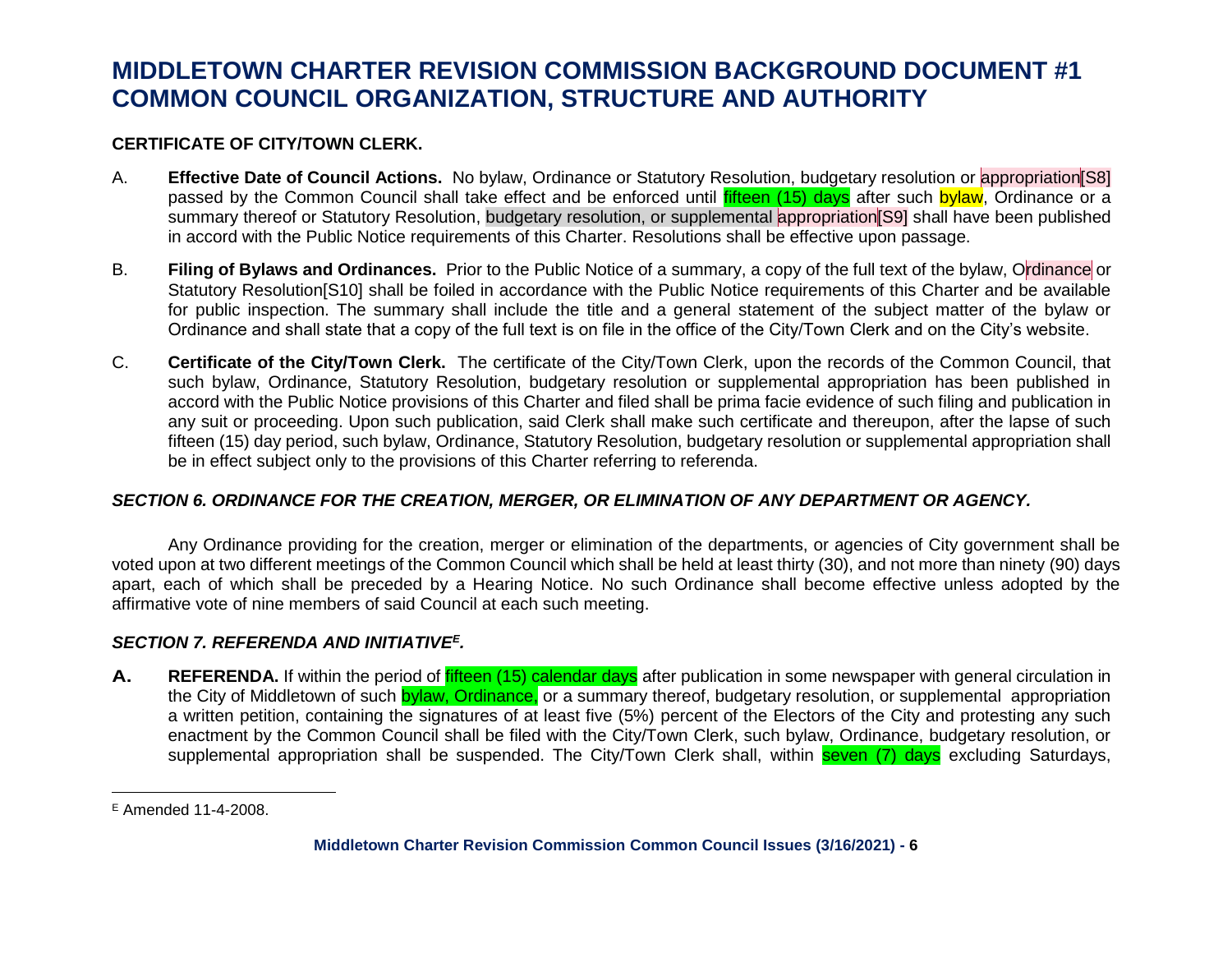# MIDDLETOWN CHARTER REVISION COMMISSION BACKGROUND DOCUMENT #1
# COMMON COUNCIL ORGANIZATION, STRUCTURE AND AUTHORITY

**CERTIFICATE OF CITY/TOWN CLERK.**

A. **Effective Date of Council Actions.** No bylaw, Ordinance or Statutory Resolution, budgetary resolution or appropriation[S8] passed by the Common Council shall take effect and be enforced until fifteen (15) days after such bylaw, Ordinance or a summary thereof or Statutory Resolution, budgetary resolution, or supplemental appropriation[S9] shall have been published in accord with the Public Notice requirements of this Charter. Resolutions shall be effective upon passage.

B. **Filing of Bylaws and Ordinances.** Prior to the Public Notice of a summary, a copy of the full text of the bylaw, Ordinance or Statutory Resolution[S10] shall be foiled in accordance with the Public Notice requirements of this Charter and be available for public inspection. The summary shall include the title and a general statement of the subject matter of the bylaw or Ordinance and shall state that a copy of the full text is on file in the office of the City/Town Clerk and on the City's website.

C. **Certificate of the City/Town Clerk.** The certificate of the City/Town Clerk, upon the records of the Common Council, that such bylaw, Ordinance, Statutory Resolution, budgetary resolution or supplemental appropriation has been published in accord with the Public Notice provisions of this Charter and filed shall be prima facie evidence of such filing and publication in any suit or proceeding. Upon such publication, said Clerk shall make such certificate and thereupon, after the lapse of such fifteen (15) day period, such bylaw, Ordinance, Statutory Resolution, budgetary resolution or supplemental appropriation shall be in effect subject only to the provisions of this Charter referring to referenda.

### *SECTION 6. ORDINANCE FOR THE CREATION, MERGER, OR ELIMINATION OF ANY DEPARTMENT OR AGENCY.*

Any Ordinance providing for the creation, merger or elimination of the departments, or agencies of City government shall be voted upon at two different meetings of the Common Council which shall be held at least thirty (30), and not more than ninety (90) days apart, each of which shall be preceded by a Hearing Notice. No such Ordinance shall become effective unless adopted by the affirmative vote of nine members of said Council at each such meeting.

### *SECTION 7. REFERENDA AND INITIATIVE[E].*

**A. REFERENDA.** If within the period of fifteen (15) calendar days after publication in some newspaper with general circulation in the City of Middletown of such bylaw, Ordinance, or a summary thereof, budgetary resolution, or supplemental appropriation a written petition, containing the signatures of at least five (5%) percent of the Electors of the City and protesting any such enactment by the Common Council shall be filed with the City/Town Clerk, such bylaw, Ordinance, budgetary resolution, or supplemental appropriation shall be suspended. The City/Town Clerk shall, within seven (7) days excluding Saturdays,

---

[E] Amended 11-4-2008.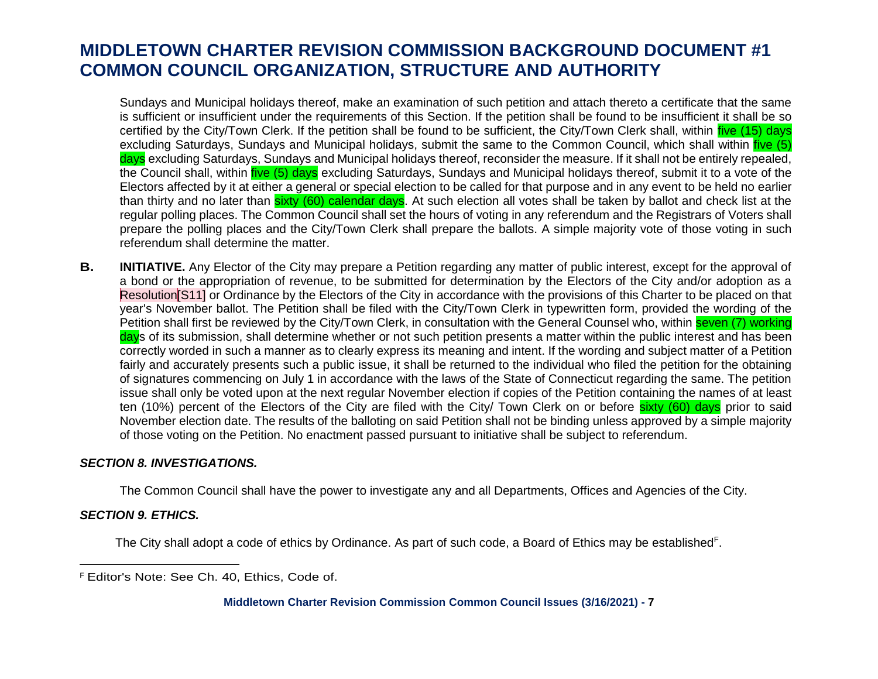Sundays and Municipal holidays thereof, make an examination of such petition and attach thereto a certificate that the same is sufficient or insufficient under the requirements of this Section. If the petition shall be found to be insufficient it shall be so certified by the City/Town Clerk. If the petition shall be found to be sufficient, the City/Town Clerk shall, within five (15) days excluding Saturdays, Sundays and Municipal holidays, submit the same to the Common Council, which shall within five (5) days excluding Saturdays, Sundays and Municipal holidays thereof, reconsider the measure. If it shall not be entirely repealed, the Council shall, within five (5) days excluding Saturdays, Sundays and Municipal holidays thereof, submit it to a vote of the Electors affected by it at either a general or special election to be called for that purpose and in any event to be held no earlier than thirty and no later than sixty (60) calendar days. At such election all votes shall be taken by ballot and check list at the regular polling places. The Common Council shall set the hours of voting in any referendum and the Registrars of Voters shall prepare the polling places and the City/Town Clerk shall prepare the ballots. A simple majority vote of those voting in such referendum shall determine the matter.

**B.** **INITIATIVE.** Any Elector of the City may prepare a Petition regarding any matter of public interest, except for the approval of a bond or the appropriation of revenue, to be submitted for determination by the Electors of the City and/or adoption as a Resolution[S11] or Ordinance by the Electors of the City in accordance with the provisions of this Charter to be placed on that year's November ballot. The Petition shall be filed with the City/Town Clerk in typewritten form, provided the wording of the Petition shall first be reviewed by the City/Town Clerk, in consultation with the General Counsel who, within seven (7) working days of its submission, shall determine whether or not such petition presents a matter within the public interest and has been correctly worded in such a manner as to clearly express its meaning and intent. If the wording and subject matter of a Petition fairly and accurately presents such a public issue, it shall be returned to the individual who filed the petition for the obtaining of signatures commencing on July 1 in accordance with the laws of the State of Connecticut regarding the same. The petition issue shall only be voted upon at the next regular November election if copies of the Petition containing the names of at least ten (10%) percent of the Electors of the City are filed with the City/ Town Clerk on or before sixty (60) days prior to said November election date. The results of the balloting on said Petition shall not be binding unless approved by a simple majority of those voting on the Petition. No enactment passed pursuant to initiative shall be subject to referendum.

### *SECTION 8. INVESTIGATIONS.*

The Common Council shall have the power to investigate any and all Departments, Offices and Agencies of the City.

### *SECTION 9. ETHICS.*

The City shall adopt a code of ethics by Ordinance. As part of such code, a Board of Ethics may be established[F].

---

[F] Editor's Note: See Ch. 40, Ethics, Code of.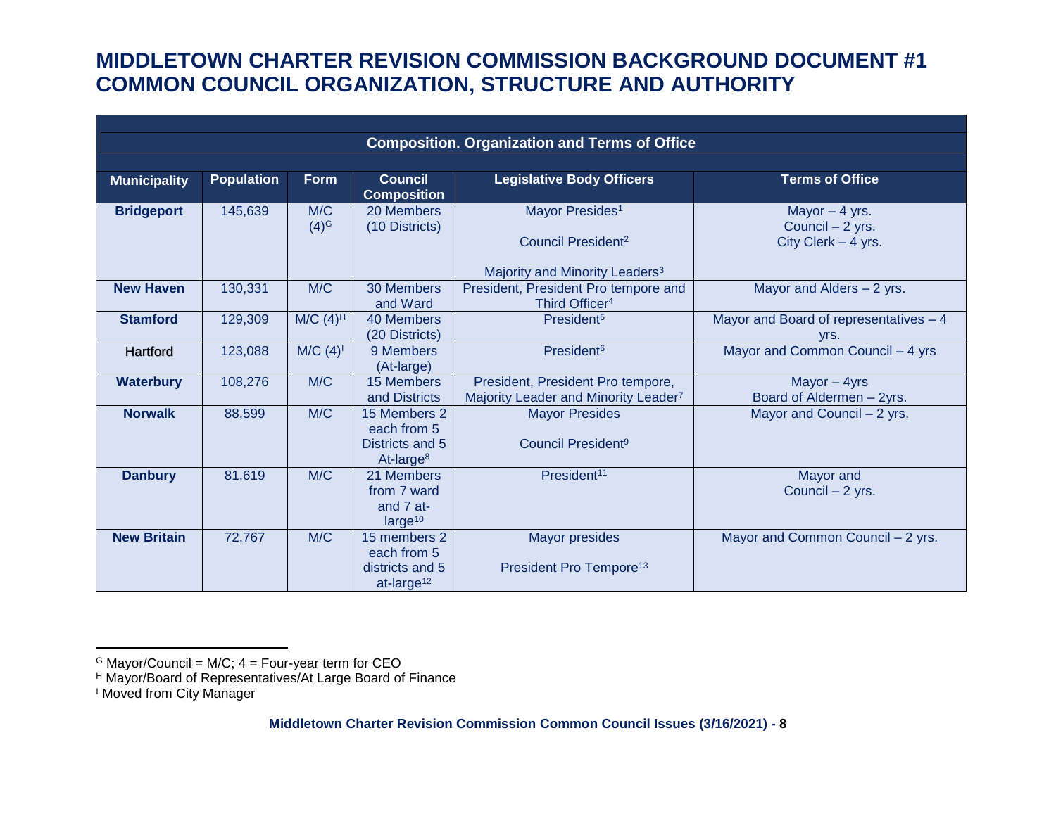# MIDDLETOWN CHARTER REVISION COMMISSION BACKGROUND DOCUMENT #1 COMMON COUNCIL ORGANIZATION, STRUCTURE AND AUTHORITY

| Composition. Organization and Terms of Office | | | | | |
|---|---|---|---|---|---|
| **Municipality** | **Population** | **Form** | **Council Composition** | **Legislative Body Officers** | **Terms of Office** |
| **Bridgeport** | 145,639 | M/C (4)[G] | 20 Members (10 Districts) | Mayor Presides[1]<br><br>Council President[2]<br><br>Majority and Minority Leaders[3] | Mayor – 4 yrs.<br>Council – 2 yrs.<br>City Clerk – 4 yrs. |
| **New Haven** | 130,331 | M/C | 30 Members and Ward | President, President Pro tempore and Third Officer[4] | Mayor and Alders – 2 yrs. |
| **Stamford** | 129,309 | M/C (4)[H] | 40 Members (20 Districts) | President[5] | Mayor and Board of representatives – 4 yrs. |
| Hartford | 123,088 | M/C (4)[I] | 9 Members (At-large) | President[6] | Mayor and Common Council – 4 yrs |
| **Waterbury** | 108,276 | M/C | 15 Members and Districts | President, President Pro tempore, Majority Leader and Minority Leader[7] | Mayor – 4yrs<br>Board of Aldermen – 2yrs. |
| **Norwalk** | 88,599 | M/C | 15 Members 2 each from 5 Districts and 5 At-large[8] | Mayor Presides<br><br>Council President[9] | Mayor and Council – 2 yrs. |
| **Danbury** | 81,619 | M/C | 21 Members from 7 ward and 7 at-large[10] | President[11] | Mayor and Council – 2 yrs. |
| **New Britain** | 72,767 | M/C | 15 members 2 each from 5 districts and 5 at-large[12] | Mayor presides<br><br>President Pro Tempore[13] | Mayor and Common Council – 2 yrs. |

---

[G] Mayor/Council = M/C; 4 = Four-year term for CEO
[H] Mayor/Board of Representatives/At Large Board of Finance
[I] Moved from City Manager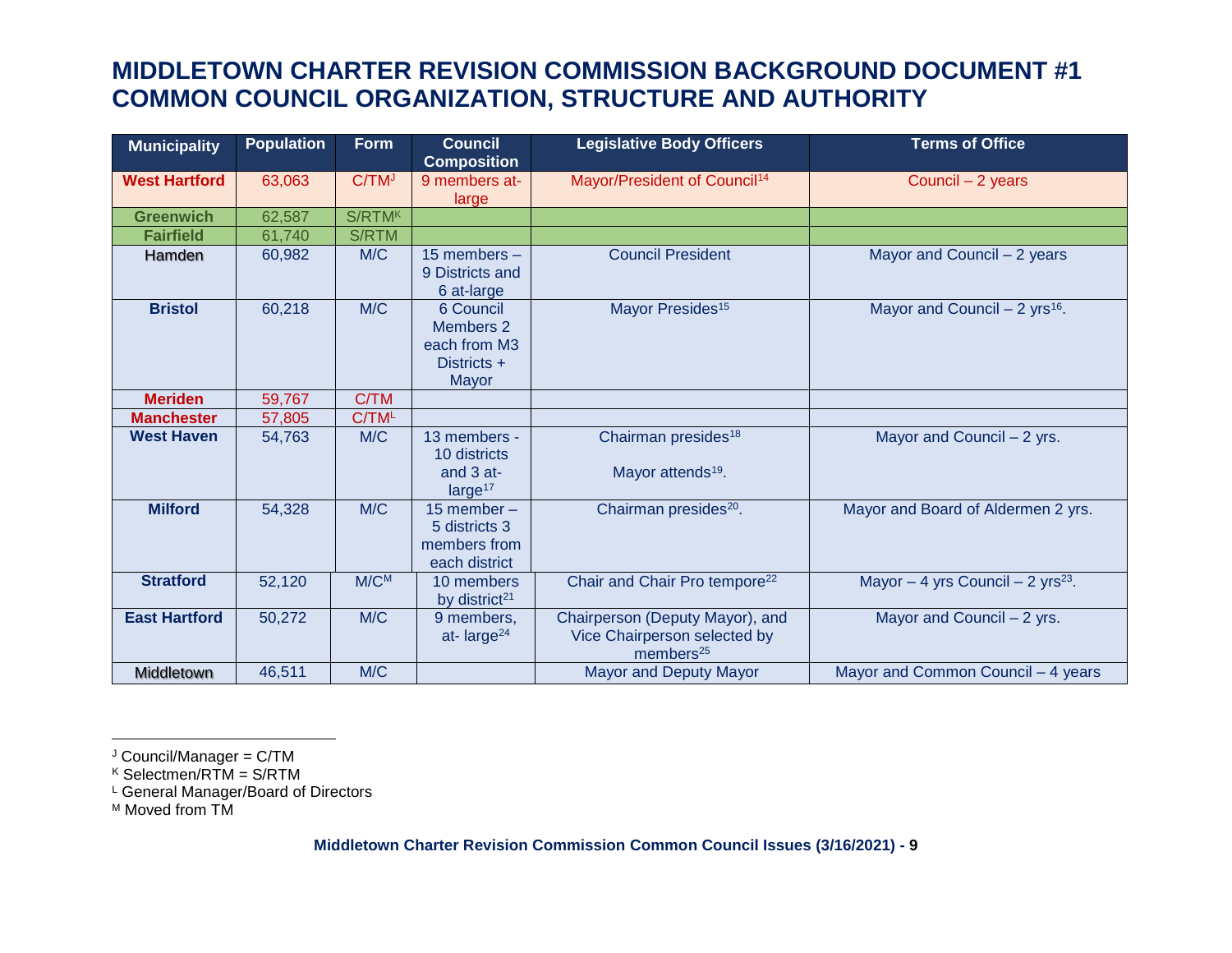# MIDDLETOWN CHARTER REVISION COMMISSION BACKGROUND DOCUMENT #1 COMMON COUNCIL ORGANIZATION, STRUCTURE AND AUTHORITY

| Municipality | Population | Form | Council Composition | Legislative Body Officers | Terms of Office |
|---|---|---|---|---|---|
| West Hartford | 63,063 | C/TM[J] | 9 members at-large | Mayor/President of Council[14] | Council – 2 years |
| Greenwich | 62,587 | S/RTM[K] | | | |
| Fairfield | 61,740 | S/RTM | | | |
| Hamden | 60,982 | M/C | 15 members – 9 Districts and 6 at-large | Council President | Mayor and Council – 2 years |
| Bristol | 60,218 | M/C | 6 Council Members 2 each from M3 Districts + Mayor | Mayor Presides[15] | Mayor and Council – 2 yrs[16]. |
| Meriden | 59,767 | C/TM | | | |
| Manchester | 57,805 | C/TM[L] | | | |
| West Haven | 54,763 | M/C | 13 members - 10 districts and 3 at-large[17] | Chairman presides[18] Mayor attends[19]. | Mayor and Council – 2 yrs. |
| Milford | 54,328 | M/C | 15 member – 5 districts 3 members from each district | Chairman presides[20]. | Mayor and Board of Aldermen 2 yrs. |
| Stratford | 52,120 | M/C[M] | 10 members by district[21] | Chair and Chair Pro tempore[22] | Mayor – 4 yrs Council – 2 yrs[23]. |
| East Hartford | 50,272 | M/C | 9 members, at- large[24] | Chairperson (Deputy Mayor), and Vice Chairperson selected by members[25] | Mayor and Council – 2 yrs. |
| Middletown | 46,511 | M/C | | Mayor and Deputy Mayor | Mayor and Common Council – 4 years |

---

[J] Council/Manager = C/TM
[K] Selectmen/RTM = S/RTM
[L] General Manager/Board of Directors
[M] Moved from TM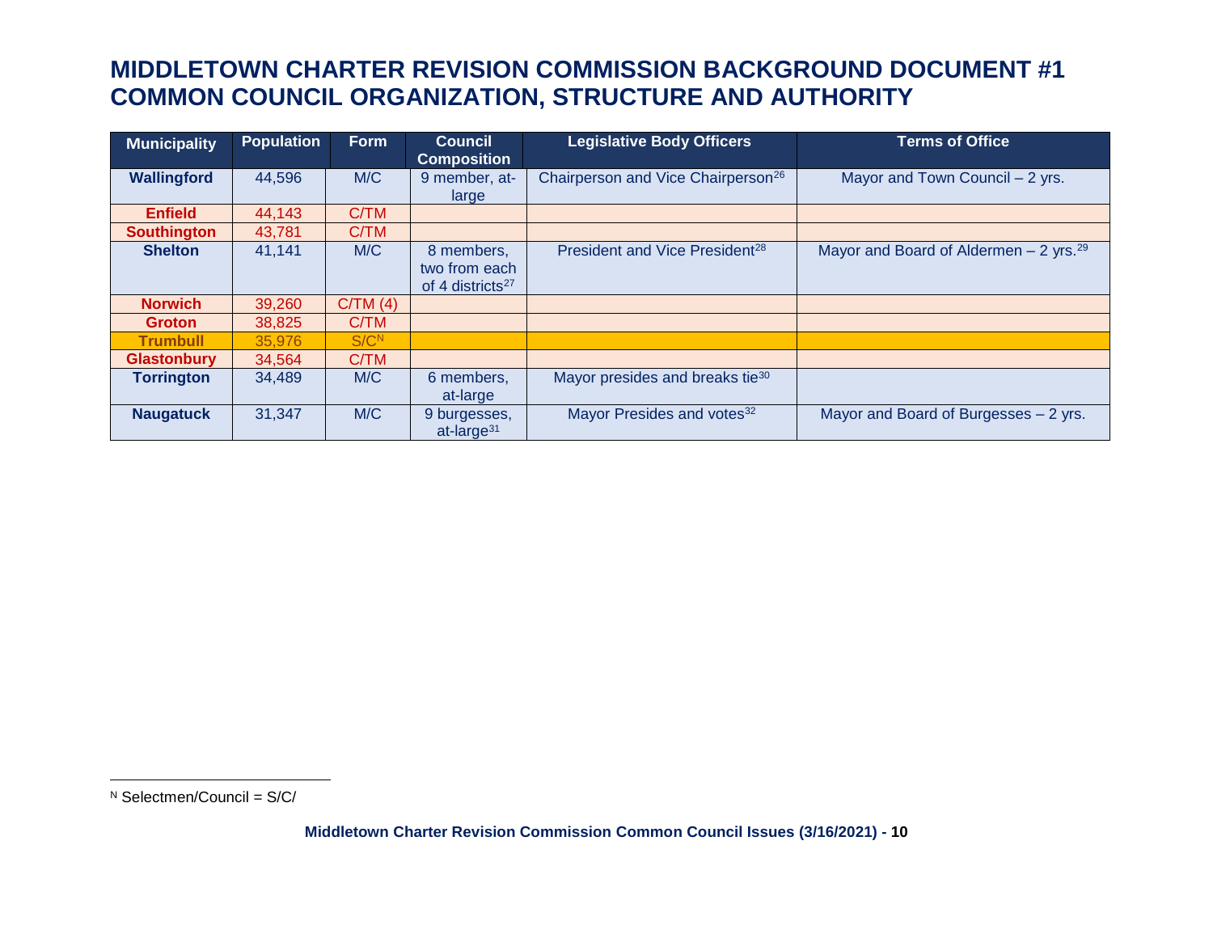# MIDDLETOWN CHARTER REVISION COMMISSION BACKGROUND DOCUMENT #1 COMMON COUNCIL ORGANIZATION, STRUCTURE AND AUTHORITY

| Municipality | Population | Form | Council Composition | Legislative Body Officers | Terms of Office |
|---|---|---|---|---|---|
| **Wallingford** | 44,596 | M/C | 9 member, at-large | Chairperson and Vice Chairperson[26] | Mayor and Town Council – 2 yrs. |
| **Enfield** | 44,143 | C/TM | | | |
| **Southington** | 43,781 | C/TM | | | |
| **Shelton** | 41,141 | M/C | 8 members, two from each of 4 districts[27] | President and Vice President[28] | Mayor and Board of Aldermen – 2 yrs.[29] |
| **Norwich** | 39,260 | C/TM (4) | | | |
| **Groton** | 38,825 | C/TM | | | |
| **Trumbull** | 35,976 | S/C[N] | | | |
| **Glastonbury** | 34,564 | C/TM | | | |
| **Torrington** | 34,489 | M/C | 6 members, at-large | Mayor presides and breaks tie[30] | |
| **Naugatuck** | 31,347 | M/C | 9 burgesses, at-large[31] | Mayor Presides and votes[32] | Mayor and Board of Burgesses – 2 yrs. |

[N] Selectmen/Council = S/C/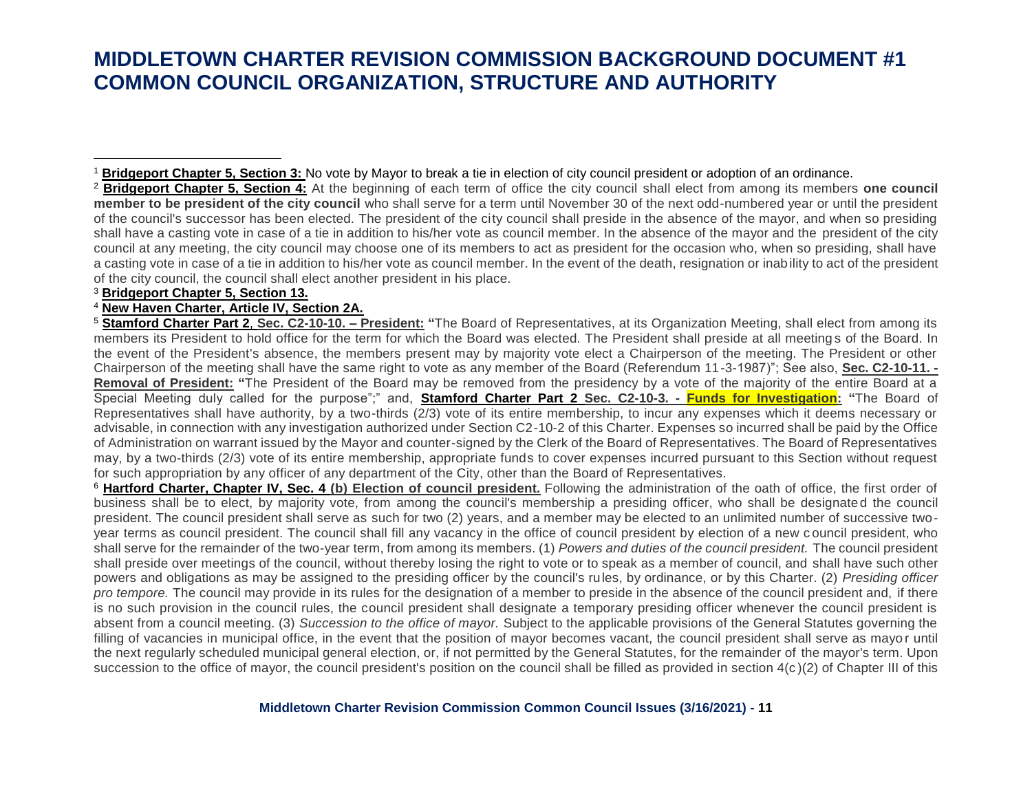# MIDDLETOWN CHARTER REVISION COMMISSION BACKGROUND DOCUMENT #1 COMMON COUNCIL ORGANIZATION, STRUCTURE AND AUTHORITY

---

[1] **Bridgeport Chapter 5, Section 3:** No vote by Mayor to break a tie in election of city council president or adoption of an ordinance.

[2] **Bridgeport Chapter 5, Section 4:** At the beginning of each term of office the city council shall elect from among its members **one council member to be president of the city council** who shall serve for a term until November 30 of the next odd-numbered year or until the president of the council's successor has been elected. The president of the city council shall preside in the absence of the mayor, and when so presiding shall have a casting vote in case of a tie in addition to his/her vote as council member. In the absence of the mayor and the president of the city council at any meeting, the city council may choose one of its members to act as president for the occasion who, when so presiding, shall have a casting vote in case of a tie in addition to his/her vote as council member. In the event of the death, resignation or inability to act of the president of the city council, the council shall elect another president in his place.

[3] **Bridgeport Chapter 5, Section 13.**

[4] **New Haven Charter, Article IV, Section 2A.**

[5] **Stamford Charter Part 2, Sec. C2-10-10. – President:** "The Board of Representatives, at its Organization Meeting, shall elect from among its members its President to hold office for the term for which the Board was elected. The President shall preside at all meetings of the Board. In the event of the President's absence, the members present may by majority vote elect a Chairperson of the meeting. The President or other Chairperson of the meeting shall have the same right to vote as any member of the Board (Referendum 11-3-1987)"; See also, **Sec. C2-10-11. - Removal of President:** "The President of the Board may be removed from the presidency by a vote of the majority of the entire Board at a Special Meeting duly called for the purpose";" and, **Stamford Charter Part 2 Sec. C2-10-3. - Funds for Investigation:** "The Board of Representatives shall have authority, by a two-thirds (2/3) vote of its entire membership, to incur any expenses which it deems necessary or advisable, in connection with any investigation authorized under Section C2-10-2 of this Charter. Expenses so incurred shall be paid by the Office of Administration on warrant issued by the Mayor and counter-signed by the Clerk of the Board of Representatives. The Board of Representatives may, by a two-thirds (2/3) vote of its entire membership, appropriate funds to cover expenses incurred pursuant to this Section without request for such appropriation by any officer of any department of the City, other than the Board of Representatives.

[6] **Hartford Charter, Chapter IV, Sec. 4 (b) Election of council president.** Following the administration of the oath of office, the first order of business shall be to elect, by majority vote, from among the council's membership a presiding officer, who shall be designated the council president. The council president shall serve as such for two (2) years, and a member may be elected to an unlimited number of successive two-year terms as council president. The council shall fill any vacancy in the office of council president by election of a new council president, who shall serve for the remainder of the two-year term, from among its members. (1) *Powers and duties of the council president.* The council president shall preside over meetings of the council, without thereby losing the right to vote or to speak as a member of council, and shall have such other powers and obligations as may be assigned to the presiding officer by the council's rules, by ordinance, or by this Charter. (2) *Presiding officer pro tempore.* The council may provide in its rules for the designation of a member to preside in the absence of the council president and, if there is no such provision in the council rules, the council president shall designate a temporary presiding officer whenever the council president is absent from a council meeting. (3) *Succession to the office of mayor.* Subject to the applicable provisions of the General Statutes governing the filling of vacancies in municipal office, in the event that the position of mayor becomes vacant, the council president shall serve as mayor until the next regularly scheduled municipal general election, or, if not permitted by the General Statutes, for the remainder of the mayor's term. Upon succession to the office of mayor, the council president's position on the council shall be filled as provided in section 4(c)(2) of Chapter III of this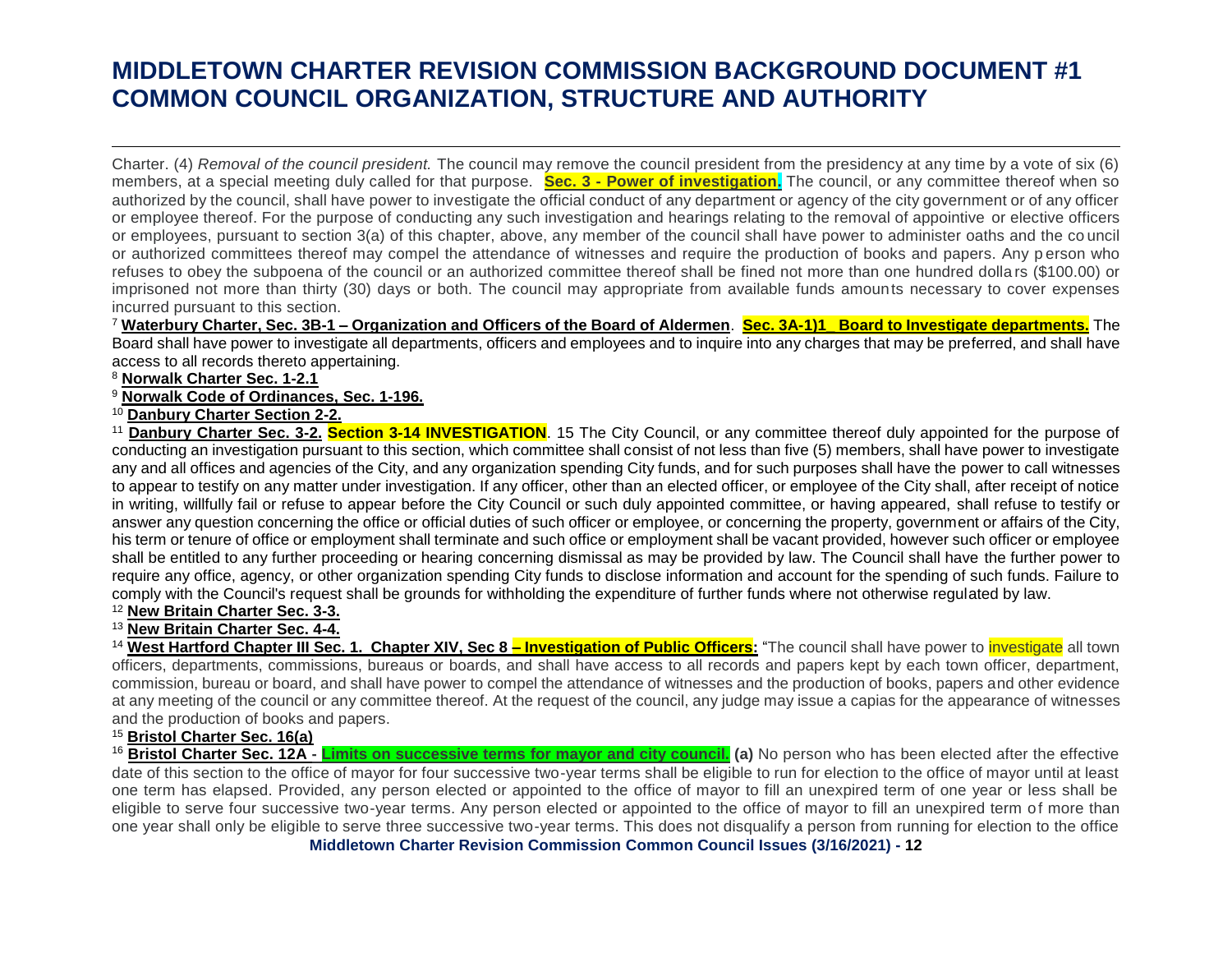# MIDDLETOWN CHARTER REVISION COMMISSION BACKGROUND DOCUMENT #1 COMMON COUNCIL ORGANIZATION, STRUCTURE AND AUTHORITY

Charter. (4) *Removal of the council president.* The council may remove the council president from the presidency at any time by a vote of six (6) members, at a special meeting duly called for that purpose. **Sec. 3 - Power of investigation.** The council, or any committee thereof when so authorized by the council, shall have power to investigate the official conduct of any department or agency of the city government or of any officer or employee thereof. For the purpose of conducting any such investigation and hearings relating to the removal of appointive or elective officers or employees, pursuant to section 3(a) of this chapter, above, any member of the council shall have power to administer oaths and the council or authorized committees thereof may compel the attendance of witnesses and require the production of books and papers. Any person who refuses to obey the subpoena of the council or an authorized committee thereof shall be fined not more than one hundred dollars ($100.00) or imprisoned not more than thirty (30) days or both. The council may appropriate from available funds amounts necessary to cover expenses incurred pursuant to this section.

[7] **Waterbury Charter, Sec. 3B-1 – Organization and Officers of the Board of Aldermen**. **Sec. 3A-1)1 Board to Investigate departments.** The Board shall have power to investigate all departments, officers and employees and to inquire into any charges that may be preferred, and shall have access to all records thereto appertaining.

[8] **Norwalk Charter Sec. 1-2.1**

[9] **Norwalk Code of Ordinances, Sec. 1-196.**

[10] **Danbury Charter Section 2-2.**

[11] **Danbury Charter Sec. 3-2. Section 3-14 INVESTIGATION**. 15 The City Council, or any committee thereof duly appointed for the purpose of conducting an investigation pursuant to this section, which committee shall consist of not less than five (5) members, shall have power to investigate any and all offices and agencies of the City, and any organization spending City funds, and for such purposes shall have the power to call witnesses to appear to testify on any matter under investigation. If any officer, other than an elected officer, or employee of the City shall, after receipt of notice in writing, willfully fail or refuse to appear before the City Council or such duly appointed committee, or having appeared, shall refuse to testify or answer any question concerning the office or official duties of such officer or employee, or concerning the property, government or affairs of the City, his term or tenure of office or employment shall terminate and such office or employment shall be vacant provided, however such officer or employee shall be entitled to any further proceeding or hearing concerning dismissal as may be provided by law. The Council shall have the further power to require any office, agency, or other organization spending City funds to disclose information and account for the spending of such funds. Failure to comply with the Council's request shall be grounds for withholding the expenditure of further funds where not otherwise regulated by law.

[12] **New Britain Charter Sec. 3-3.**

[13] **New Britain Charter Sec. 4-4.**

[14] **West Hartford Chapter III Sec. 1. Chapter XIV, Sec 8 – Investigation of Public Officers:** "The council shall have power to investigate all town officers, departments, commissions, bureaus or boards, and shall have access to all records and papers kept by each town officer, department, commission, bureau or board, and shall have power to compel the attendance of witnesses and the production of books, papers and other evidence at any meeting of the council or any committee thereof. At the request of the council, any judge may issue a capias for the appearance of witnesses and the production of books and papers.

[15] **Bristol Charter Sec. 16(a)**

[16] **Bristol Charter Sec. 12A - Limits on successive terms for mayor and city council. (a)** No person who has been elected after the effective date of this section to the office of mayor for four successive two-year terms shall be eligible to run for election to the office of mayor until at least one term has elapsed. Provided, any person elected or appointed to the office of mayor to fill an unexpired term of one year or less shall be eligible to serve four successive two-year terms. Any person elected or appointed to the office of mayor to fill an unexpired term of more than one year shall only be eligible to serve three successive two-year terms. This does not disqualify a person from running for election to the office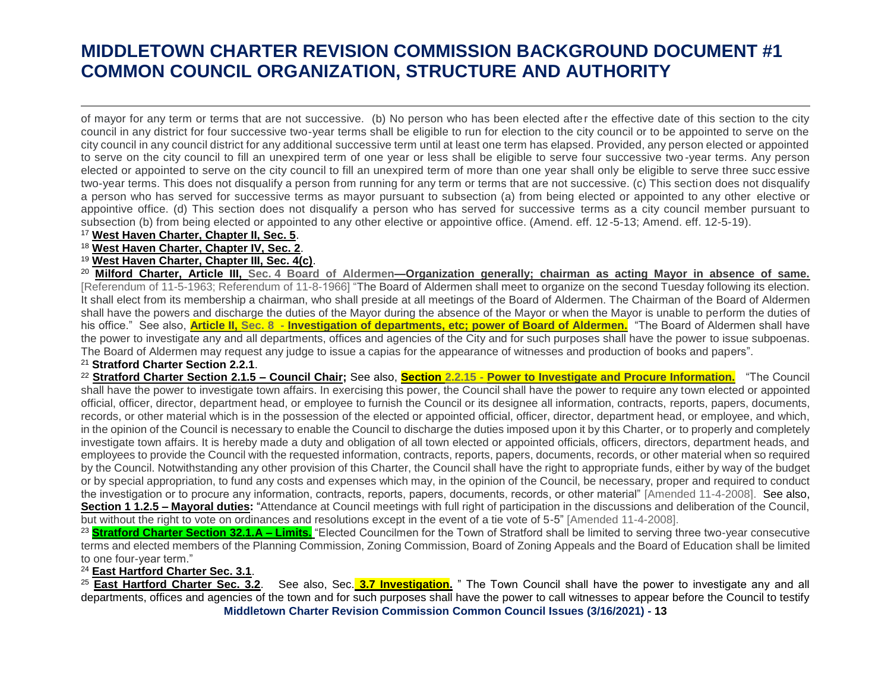of mayor for any term or terms that are not successive. (b) No person who has been elected after the effective date of this section to the city council in any district for four successive two-year terms shall be eligible to run for election to the city council or to be appointed to serve on the city council in any council district for any additional successive term until at least one term has elapsed. Provided, any person elected or appointed to serve on the city council to fill an unexpired term of one year or less shall be eligible to serve four successive two-year terms. Any person elected or appointed to serve on the city council to fill an unexpired term of more than one year shall only be eligible to serve three successive two-year terms. This does not disqualify a person from running for any term or terms that are not successive. (c) This section does not disqualify a person who has served for successive terms as mayor pursuant to subsection (a) from being elected or appointed to any other elective or appointive office. (d) This section does not disqualify a person who has served for successive terms as a city council member pursuant to subsection (b) from being elected or appointed to any other elective or appointive office. (Amend. eff. 12-5-13; Amend. eff. 12-5-19).

[17] **West Haven Charter, Chapter II, Sec. 5**.

[18] **West Haven Charter, Chapter IV, Sec. 2**.

[19] **West Haven Charter, Chapter III, Sec. 4(c)**.

[20] **Milford Charter, Article III, Sec. 4 Board of Aldermen—Organization generally; chairman as acting Mayor in absence of same.** [Referendum of 11-5-1963; Referendum of 11-8-1966] "The Board of Aldermen shall meet to organize on the second Tuesday following its election. It shall elect from its membership a chairman, who shall preside at all meetings of the Board of Aldermen. The Chairman of the Board of Aldermen shall have the powers and discharge the duties of the Mayor during the absence of the Mayor or when the Mayor is unable to perform the duties of his office." See also, **Article II, Sec. 8 - Investigation of departments, etc; power of Board of Aldermen.** "The Board of Aldermen shall have the power to investigate any and all departments, offices and agencies of the City and for such purposes shall have the power to issue subpoenas. The Board of Aldermen may request any judge to issue a capias for the appearance of witnesses and production of books and papers".

[21] **Stratford Charter Section 2.2.1**.

[22] **Stratford Charter Section 2.1.5 – Council Chair;** See also, **Section 2.2.15 - Power to Investigate and Procure Information.** "The Council shall have the power to investigate town affairs. In exercising this power, the Council shall have the power to require any town elected or appointed official, officer, director, department head, or employee to furnish the Council or its designee all information, contracts, reports, papers, documents, records, or other material which is in the possession of the elected or appointed official, officer, director, department head, or employee, and which, in the opinion of the Council is necessary to enable the Council to discharge the duties imposed upon it by this Charter, or to properly and completely investigate town affairs. It is hereby made a duty and obligation of all town elected or appointed officials, officers, directors, department heads, and employees to provide the Council with the requested information, contracts, reports, papers, documents, records, or other material when so required by the Council. Notwithstanding any other provision of this Charter, the Council shall have the right to appropriate funds, either by way of the budget or by special appropriation, to fund any costs and expenses which may, in the opinion of the Council, be necessary, proper and required to conduct the investigation or to procure any information, contracts, reports, papers, documents, records, or other material" [Amended 11-4-2008]. See also, **Section 1 1.2.5 – Mayoral duties:** "Attendance at Council meetings with full right of participation in the discussions and deliberation of the Council, but without the right to vote on ordinances and resolutions except in the event of a tie vote of 5-5" [Amended 11-4-2008].

[23] **Stratford Charter Section 32.1.A – Limits.** "Elected Councilmen for the Town of Stratford shall be limited to serving three two-year consecutive terms and elected members of the Planning Commission, Zoning Commission, Board of Zoning Appeals and the Board of Education shall be limited to one four-year term."

[24] **East Hartford Charter Sec. 3.1**.

[25] **East Hartford Charter Sec. 3.2**. See also, Sec. **3.7 Investigation.** " The Town Council shall have the power to investigate any and all departments, offices and agencies of the town and for such purposes shall have the power to call witnesses to appear before the Council to testify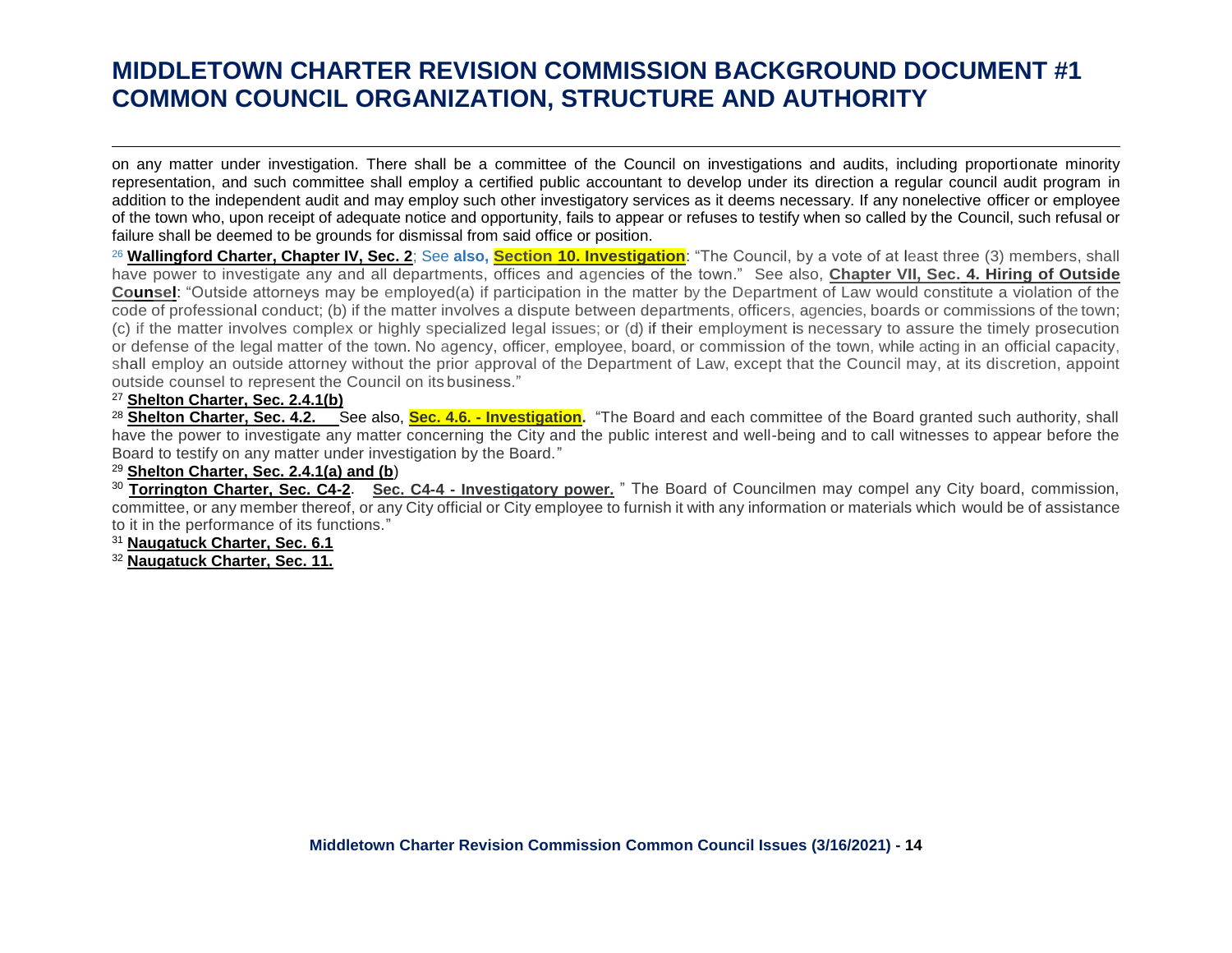on any matter under investigation. There shall be a committee of the Council on investigations and audits, including proportionate minority representation, and such committee shall employ a certified public accountant to develop under its direction a regular council audit program in addition to the independent audit and may employ such other investigatory services as it deems necessary. If any nonelective officer or employee of the town who, upon receipt of adequate notice and opportunity, fails to appear or refuses to testify when so called by the Council, such refusal or failure shall be deemed to be grounds for dismissal from said office or position.

[26] **Wallingford Charter, Chapter IV, Sec. 2**; See **also, Section 10. Investigation**: "The Council, by a vote of at least three (3) members, shall have power to investigate any and all departments, offices and agencies of the town." See also, **Chapter VII, Sec. 4. Hiring of Outside Counsel**: "Outside attorneys may be employed(a) if participation in the matter by the Department of Law would constitute a violation of the code of professional conduct; (b) if the matter involves a dispute between departments, officers, agencies, boards or commissions of the town; (c) if the matter involves complex or highly specialized legal issues; or (d) if their employment is necessary to assure the timely prosecution or defense of the legal matter of the town. No agency, officer, employee, board, or commission of the town, while acting in an official capacity, shall employ an outside attorney without the prior approval of the Department of Law, except that the Council may, at its discretion, appoint outside counsel to represent the Council on its business."

[27] **Shelton Charter, Sec. 2.4.1(b)**

[28] **Shelton Charter, Sec. 4.2.** See also, **Sec. 4.6. - Investigation.** "The Board and each committee of the Board granted such authority, shall have the power to investigate any matter concerning the City and the public interest and well-being and to call witnesses to appear before the Board to testify on any matter under investigation by the Board."

[29] **Shelton Charter, Sec. 2.4.1(a) and (b)**

[30] **Torrington Charter, Sec. C4-2**. **Sec. C4-4 - Investigatory power.** " The Board of Councilmen may compel any City board, commission, committee, or any member thereof, or any City official or City employee to furnish it with any information or materials which would be of assistance to it in the performance of its functions."

[31] **Naugatuck Charter, Sec. 6.1**

[32] **Naugatuck Charter, Sec. 11.**